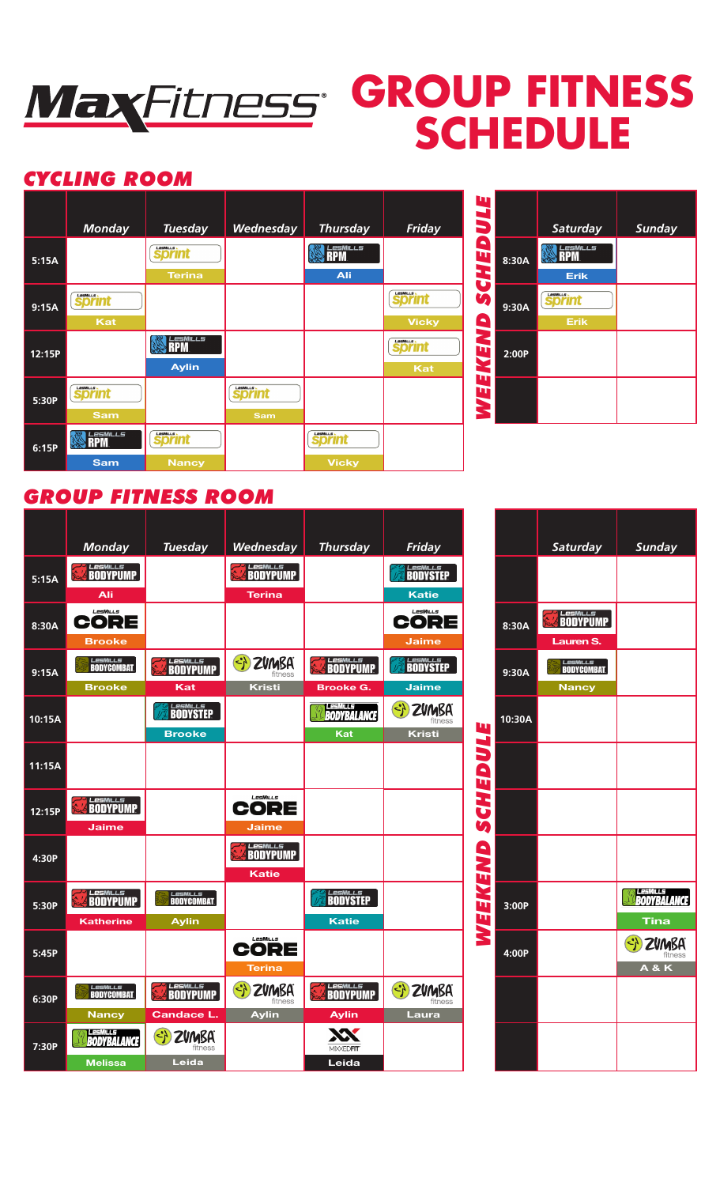# MaxFitness GROUP FITNESS SCHEDULE

## CYCLING ROOM

| | Monday | Tuesday | Wednesday | Thursday | Friday |
|---|---|---|---|---|---|
| 5:15A | | Sprint Terina | | RPM Ali | |
| 9:15A | Sprint Kat | | | | Sprint Vicky |
| 12:15P | | RPM Aylin | | | Sprint Kat |
| 5:30P | Sprint Sam | | Sprint Sam | | |
| 6:15P | RPM Sam | Sprint Nancy | | Sprint Vicky | |

**WEEKEND SCHEDULE**

| | Saturday | Sunday |
|---|---|---|
| 8:30A | RPM Erik | |
| 9:30A | Sprint Erik | |
| 2:00P | | |

## GROUP FITNESS ROOM

| | Monday | Tuesday | Wednesday | Thursday | Friday |
|---|---|---|---|---|---|
| 5:15A | BodyPump Ali | | BodyPump Terina | | BodyStep Katie |
| 8:30A | Core Brooke | | | | Core Jaime |
| 9:15A | BodyCombat Brooke | BodyPump Kat | Zumba Kristi | BodyPump Brooke G. | BodyStep Jaime |
| 10:15A | | BodyStep Brooke | | BodyBalance Kat | Zumba Kristi |
| 11:15A | | | | | |
| 12:15P | BodyPump Jaime | | Core Jaime | | |
| 4:30P | | | BodyPump Katie | | |
| 5:30P | BodyPump Katherine | BodyCombat Aylin | | BodyStep Katie | |
| 5:45P | | | Core Terina | | |
| 6:30P | BodyCombat Nancy | BodyPump Candace L. | Zumba Aylin | BodyPump Aylin | Zumba Laura |
| 7:30P | BodyBalance Melissa | Zumba Leida | | MixxedFit Leida | |

**WEEKEND SCHEDULE**

| | Saturday | Sunday |
|---|---|---|
| 8:30A | BodyPump Lauren S. | |
| 9:30A | BodyCombat Nancy | |
| 10:30A | | |
| 3:00P | | BodyBalance Tina |
| 4:00P | | Zumba A & K |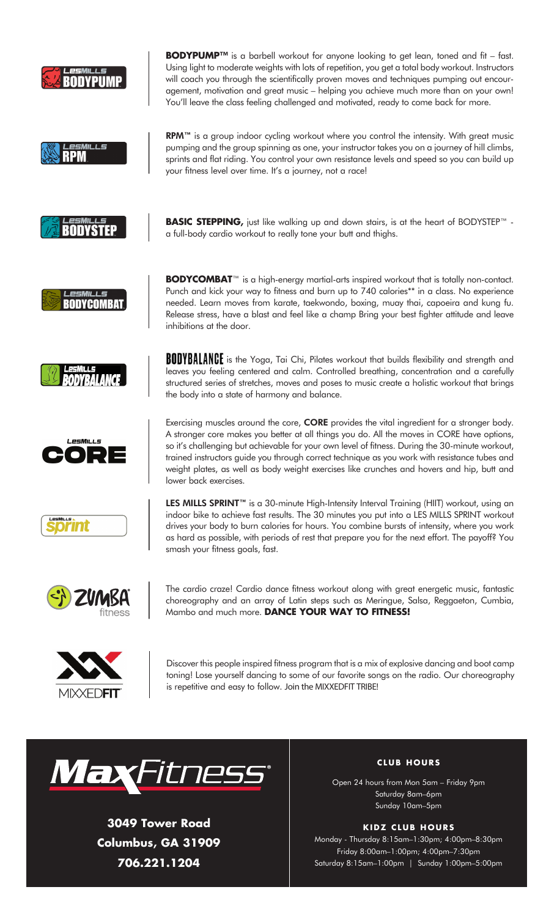**BODYPUMP™** is a barbell workout for anyone looking to get lean, toned and fit – fast. Using light to moderate weights with lots of repetition, you get a total body workout. Instructors will coach you through the scientifically proven moves and techniques pumping out encouragement, motivation and great music – helping you achieve much more than on your own! You'll leave the class feeling challenged and motivated, ready to come back for more.

**RPM™** is a group indoor cycling workout where you control the intensity. With great music pumping and the group spinning as one, your instructor takes you on a journey of hill climbs, sprints and flat riding. You control your own resistance levels and speed so you can build up your fitness level over time. It's a journey, not a race!

**BASIC STEPPING,** just like walking up and down stairs, is at the heart of BODYSTEP™ - a full-body cardio workout to really tone your butt and thighs.

**BODYCOMBAT™** is a high-energy martial-arts inspired workout that is totally non-contact. Punch and kick your way to fitness and burn up to 740 calories** in a class. No experience needed. Learn moves from karate, taekwondo, boxing, muay thai, capoeira and kung fu. Release stress, have a blast and feel like a champ Bring your best fighter attitude and leave inhibitions at the door.

**BODYBALANCE** is the Yoga, Tai Chi, Pilates workout that builds flexibility and strength and leaves you feeling centered and calm. Controlled breathing, concentration and a carefully structured series of stretches, moves and poses to music create a holistic workout that brings the body into a state of harmony and balance.

Exercising muscles around the core, **CORE** provides the vital ingredient for a stronger body. A stronger core makes you better at all things you do. All the moves in CORE have options, so it's challenging but achievable for your own level of fitness. During the 30-minute workout, trained instructors guide you through correct technique as you work with resistance tubes and weight plates, as well as body weight exercises like crunches and hovers and hip, butt and lower back exercises.

**LES MILLS SPRINT™** is a 30-minute High-Intensity Interval Training (HIIT) workout, using an indoor bike to achieve fast results. The 30 minutes you put into a LES MILLS SPRINT workout drives your body to burn calories for hours. You combine bursts of intensity, where you work as hard as possible, with periods of rest that prepare you for the next effort. The payoff? You smash your fitness goals, fast.

The cardio craze! Cardio dance fitness workout along with great energetic music, fantastic choreography and an array of Latin steps such as Meringue, Salsa, Reggaeton, Cumbia, Mambo and much more. **DANCE YOUR WAY TO FITNESS!**

Discover this people inspired fitness program that is a mix of explosive dancing and boot camp toning! Lose yourself dancing to some of our favorite songs on the radio. Our choreography is repetitive and easy to follow. Join the MIXXEDFIT TRIBE!

**MaxFitness®**

**3049 Tower Road**
**Columbus, GA 31909**
**706.221.1204**

**CLUB HOURS**

Open 24 hours from Mon 5am – Friday 9pm
Saturday 8am–6pm
Sunday 10am–5pm

**KIDZ CLUB HOURS**

Monday - Thursday 8:15am–1:30pm; 4:00pm–8:30pm
Friday 8:00am–1:00pm; 4:00pm–7:30pm
Saturday 8:15am–1:00pm | Sunday 1:00pm–5:00pm